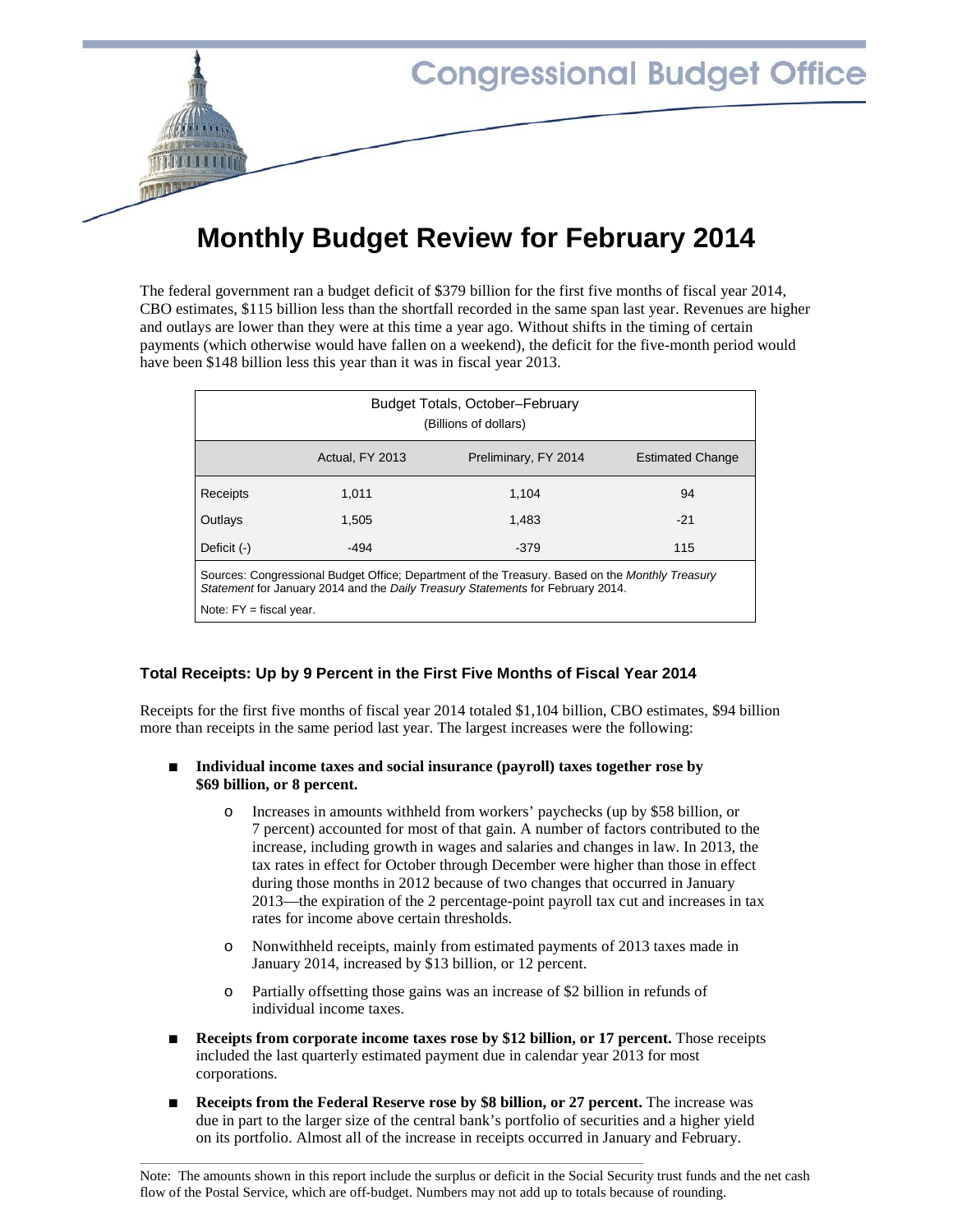Congressional Budget Office

# Monthly Budget Review for February 2014

The federal government ran a budget deficit of $379 billion for the first five months of fiscal year 2014, CBO estimates, $115 billion less than the shortfall recorded in the same span last year. Revenues are higher and outlays are lower than they were at this time a year ago. Without shifts in the timing of certain payments (which otherwise would have fallen on a weekend), the deficit for the five-month period would have been $148 billion less this year than it was in fiscal year 2013.

Budget Totals, October–February
(Billions of dollars)

| | Actual, FY 2013 | Preliminary, FY 2014 | Estimated Change |
|---|---|---|---|
| Receipts | 1,011 | 1,104 | 94 |
| Outlays | 1,505 | 1,483 | -21 |
| Deficit (-) | -494 | -379 | 115 |

Sources: Congressional Budget Office; Department of the Treasury. Based on the *Monthly Treasury Statement* for January 2014 and the *Daily Treasury Statements* for February 2014.

Note: FY = fiscal year.

### Total Receipts: Up by 9 Percent in the First Five Months of Fiscal Year 2014

Receipts for the first five months of fiscal year 2014 totaled $1,104 billion, CBO estimates, $94 billion more than receipts in the same period last year. The largest increases were the following:

- **Individual income taxes and social insurance (payroll) taxes together rose by $69 billion, or 8 percent.**
  - Increases in amounts withheld from workers' paychecks (up by $58 billion, or 7 percent) accounted for most of that gain. A number of factors contributed to the increase, including growth in wages and salaries and changes in law. In 2013, the tax rates in effect for October through December were higher than those in effect during those months in 2012 because of two changes that occurred in January 2013—the expiration of the 2 percentage-point payroll tax cut and increases in tax rates for income above certain thresholds.
  - Nonwithheld receipts, mainly from estimated payments of 2013 taxes made in January 2014, increased by $13 billion, or 12 percent.
  - Partially offsetting those gains was an increase of $2 billion in refunds of individual income taxes.
- **Receipts from corporate income taxes rose by $12 billion, or 17 percent.** Those receipts included the last quarterly estimated payment due in calendar year 2013 for most corporations.
- **Receipts from the Federal Reserve rose by $8 billion, or 27 percent.** The increase was due in part to the larger size of the central bank's portfolio of securities and a higher yield on its portfolio. Almost all of the increase in receipts occurred in January and February.

---

Note: The amounts shown in this report include the surplus or deficit in the Social Security trust funds and the net cash flow of the Postal Service, which are off-budget. Numbers may not add up to totals because of rounding.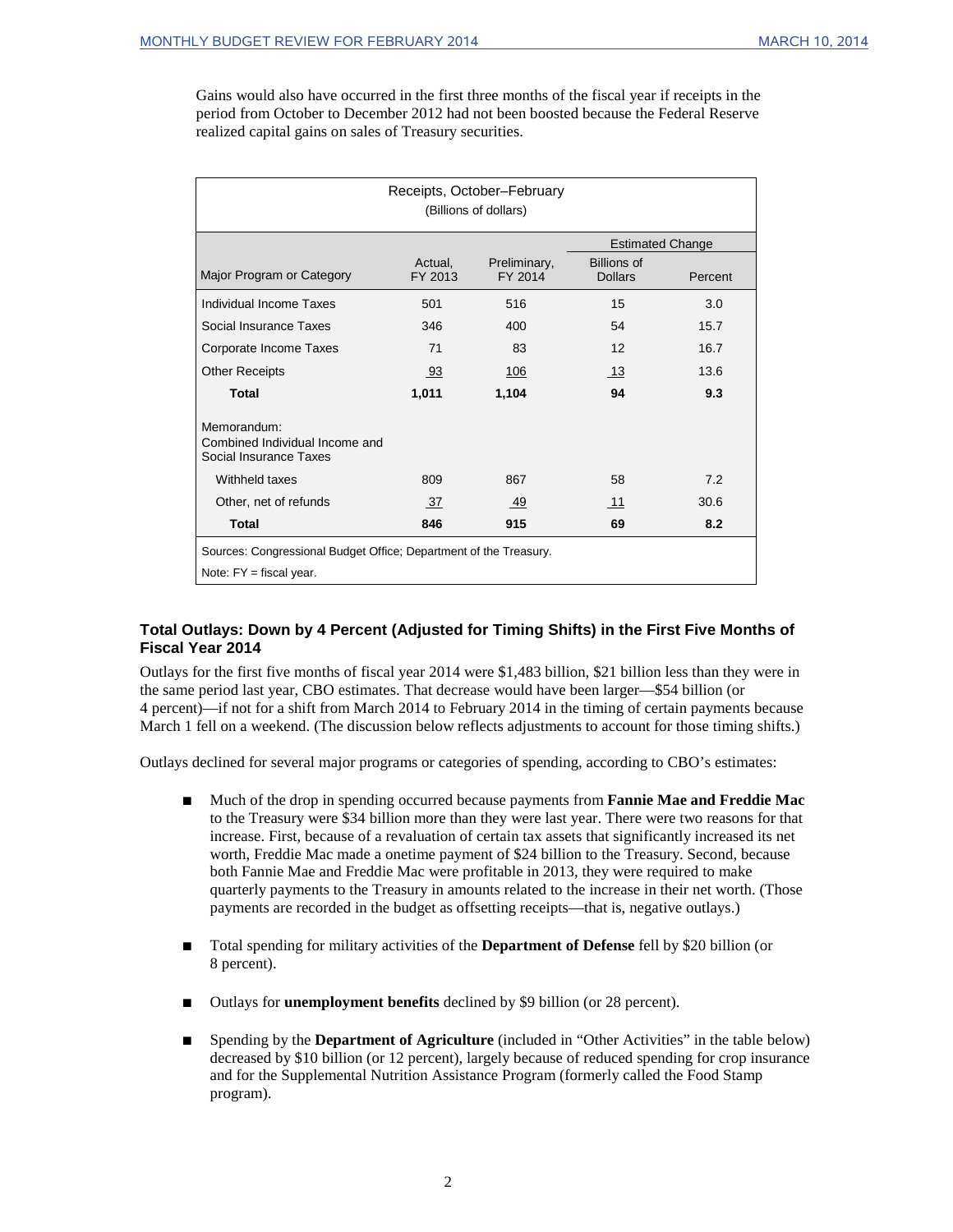Gains would also have occurred in the first three months of the fiscal year if receipts in the period from October to December 2012 had not been boosted because the Federal Reserve realized capital gains on sales of Treasury securities.

Receipts, October–February
(Billions of dollars)

| Major Program or Category | Actual, FY 2013 | Preliminary, FY 2014 | Estimated Change: Billions of Dollars | Estimated Change: Percent |
|---|---|---|---|---|
| Individual Income Taxes | 501 | 516 | 15 | 3.0 |
| Social Insurance Taxes | 346 | 400 | 54 | 15.7 |
| Corporate Income Taxes | 71 | 83 | 12 | 16.7 |
| Other Receipts | 93 | 106 | 13 | 13.6 |
| **Total** | **1,011** | **1,104** | **94** | **9.3** |
| Memorandum: Combined Individual Income and Social Insurance Taxes | | | | |
| Withheld taxes | 809 | 867 | 58 | 7.2 |
| Other, net of refunds | 37 | 49 | 11 | 30.6 |
| **Total** | **846** | **915** | **69** | **8.2** |

Sources: Congressional Budget Office; Department of the Treasury.

Note: FY = fiscal year.

### Total Outlays: Down by 4 Percent (Adjusted for Timing Shifts) in the First Five Months of Fiscal Year 2014

Outlays for the first five months of fiscal year 2014 were $1,483 billion, $21 billion less than they were in the same period last year, CBO estimates. That decrease would have been larger—$54 billion (or 4 percent)—if not for a shift from March 2014 to February 2014 in the timing of certain payments because March 1 fell on a weekend. (The discussion below reflects adjustments to account for those timing shifts.)

Outlays declined for several major programs or categories of spending, according to CBO's estimates:

- Much of the drop in spending occurred because payments from **Fannie Mae and Freddie Mac** to the Treasury were $34 billion more than they were last year. There were two reasons for that increase. First, because of a revaluation of certain tax assets that significantly increased its net worth, Freddie Mac made a onetime payment of $24 billion to the Treasury. Second, because both Fannie Mae and Freddie Mac were profitable in 2013, they were required to make quarterly payments to the Treasury in amounts related to the increase in their net worth. (Those payments are recorded in the budget as offsetting receipts—that is, negative outlays.)

- Total spending for military activities of the **Department of Defense** fell by $20 billion (or 8 percent).

- Outlays for **unemployment benefits** declined by $9 billion (or 28 percent).

- Spending by the **Department of Agriculture** (included in "Other Activities" in the table below) decreased by $10 billion (or 12 percent), largely because of reduced spending for crop insurance and for the Supplemental Nutrition Assistance Program (formerly called the Food Stamp program).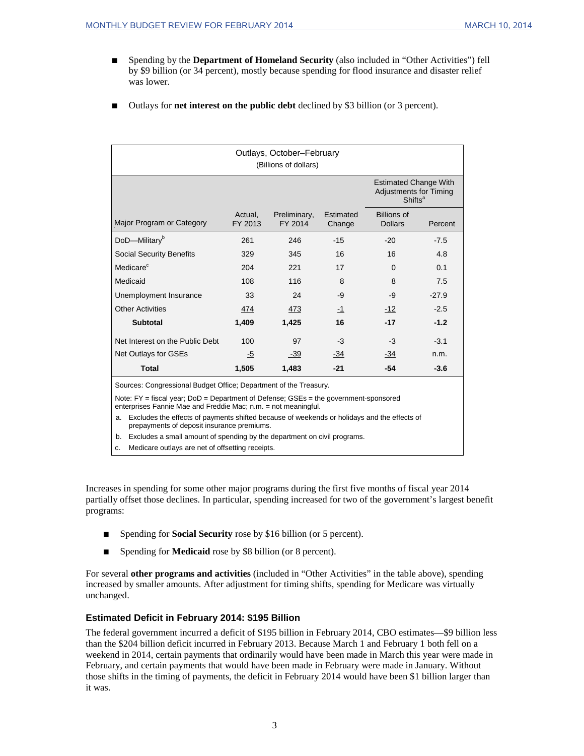- Spending by the **Department of Homeland Security** (also included in "Other Activities") fell by $9 billion (or 34 percent), mostly because spending for flood insurance and disaster relief was lower.

- Outlays for **net interest on the public debt** declined by $3 billion (or 3 percent).

Outlays, October–February
(Billions of dollars)

| | | | | Estimated Change With Adjustments for Timing Shifts[a] | |
|---|---|---|---|---|---|
| Major Program or Category | Actual, FY 2013 | Preliminary, FY 2014 | Estimated Change | Billions of Dollars | Percent |
| DoD—Military[b] | 261 | 246 | -15 | -20 | -7.5 |
| Social Security Benefits | 329 | 345 | 16 | 16 | 4.8 |
| Medicare[c] | 204 | 221 | 17 | 0 | 0.1 |
| Medicaid | 108 | 116 | 8 | 8 | 7.5 |
| Unemployment Insurance | 33 | 24 | -9 | -9 | -27.9 |
| Other Activities | 474 | 473 | -1 | -12 | -2.5 |
| **Subtotal** | **1,409** | **1,425** | **16** | **-17** | **-1.2** |
| Net Interest on the Public Debt | 100 | 97 | -3 | -3 | -3.1 |
| Net Outlays for GSEs | -5 | -39 | -34 | -34 | n.m. |
| **Total** | **1,505** | **1,483** | **-21** | **-54** | **-3.6** |

Sources: Congressional Budget Office; Department of the Treasury.

Note: FY = fiscal year; DoD = Department of Defense; GSEs = the government-sponsored enterprises Fannie Mae and Freddie Mac; n.m. = not meaningful.

a. Excludes the effects of payments shifted because of weekends or holidays and the effects of prepayments of deposit insurance premiums.

b. Excludes a small amount of spending by the department on civil programs.

c. Medicare outlays are net of offsetting receipts.

Increases in spending for some other major programs during the first five months of fiscal year 2014 partially offset those declines. In particular, spending increased for two of the government's largest benefit programs:

- Spending for **Social Security** rose by $16 billion (or 5 percent).

- Spending for **Medicaid** rose by $8 billion (or 8 percent).

For several **other programs and activities** (included in "Other Activities" in the table above), spending increased by smaller amounts. After adjustment for timing shifts, spending for Medicare was virtually unchanged.

### Estimated Deficit in February 2014: $195 Billion

The federal government incurred a deficit of $195 billion in February 2014, CBO estimates—$9 billion less than the $204 billion deficit incurred in February 2013. Because March 1 and February 1 both fell on a weekend in 2014, certain payments that ordinarily would have been made in March this year were made in February, and certain payments that would have been made in February were made in January. Without those shifts in the timing of payments, the deficit in February 2014 would have been $1 billion larger than it was.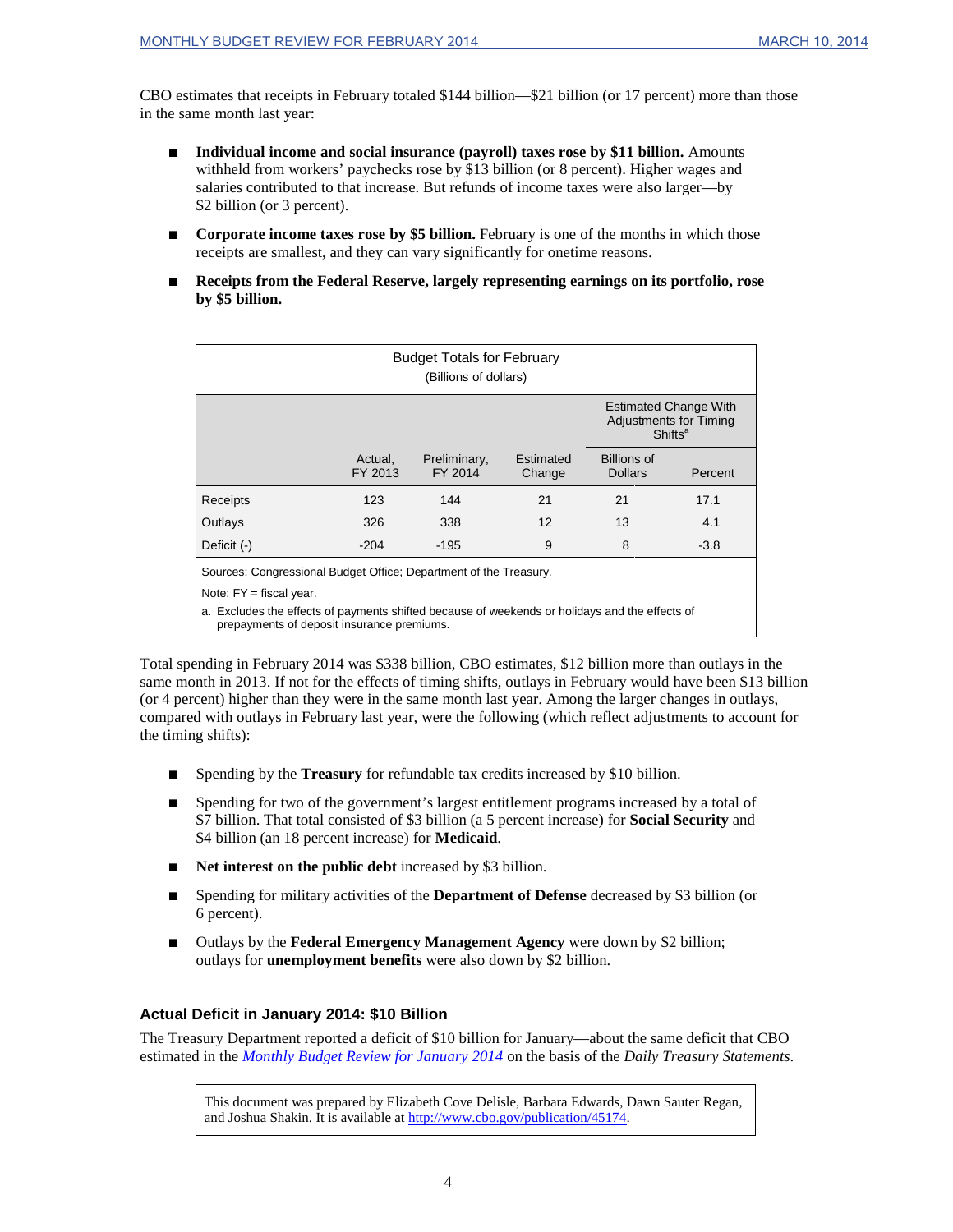CBO estimates that receipts in February totaled $144 billion—$21 billion (or 17 percent) more than those in the same month last year:

- **Individual income and social insurance (payroll) taxes rose by $11 billion.** Amounts withheld from workers' paychecks rose by $13 billion (or 8 percent). Higher wages and salaries contributed to that increase. But refunds of income taxes were also larger—by $2 billion (or 3 percent).
- **Corporate income taxes rose by $5 billion.** February is one of the months in which those receipts are smallest, and they can vary significantly for onetime reasons.
- **Receipts from the Federal Reserve, largely representing earnings on its portfolio, rose by $5 billion.**

Budget Totals for February
(Billions of dollars)

| | | | | Estimated Change With Adjustments for Timing Shifts[a] | |
|---|---|---|---|---|---|
| | Actual, FY 2013 | Preliminary, FY 2014 | Estimated Change | Billions of Dollars | Percent |
| Receipts | 123 | 144 | 21 | 21 | 17.1 |
| Outlays | 326 | 338 | 12 | 13 | 4.1 |
| Deficit (-) | -204 | -195 | 9 | 8 | -3.8 |

Sources: Congressional Budget Office; Department of the Treasury.

Note: FY = fiscal year.

a. Excludes the effects of payments shifted because of weekends or holidays and the effects of prepayments of deposit insurance premiums.

Total spending in February 2014 was $338 billion, CBO estimates, $12 billion more than outlays in the same month in 2013. If not for the effects of timing shifts, outlays in February would have been $13 billion (or 4 percent) higher than they were in the same month last year. Among the larger changes in outlays, compared with outlays in February last year, were the following (which reflect adjustments to account for the timing shifts):

- Spending by the **Treasury** for refundable tax credits increased by $10 billion.
- Spending for two of the government's largest entitlement programs increased by a total of $7 billion. That total consisted of $3 billion (a 5 percent increase) for **Social Security** and $4 billion (an 18 percent increase) for **Medicaid**.
- **Net interest on the public debt** increased by $3 billion.
- Spending for military activities of the **Department of Defense** decreased by $3 billion (or 6 percent).
- Outlays by the **Federal Emergency Management Agency** were down by $2 billion; outlays for **unemployment benefits** were also down by $2 billion.

### Actual Deficit in January 2014: $10 Billion

The Treasury Department reported a deficit of $10 billion for January—about the same deficit that CBO estimated in the *Monthly Budget Review for January 2014* on the basis of the *Daily Treasury Statements*.

This document was prepared by Elizabeth Cove Delisle, Barbara Edwards, Dawn Sauter Regan, and Joshua Shakin. It is available at http://www.cbo.gov/publication/45174.